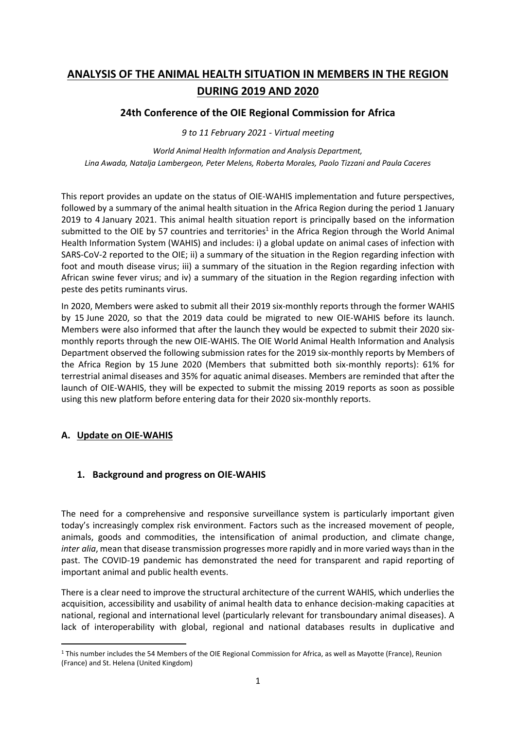# ANALYSIS OF THE ANIMAL HEALTH SITUATION IN MEMBERS IN THE REGION DURING 2019 AND 2020

## 24th Conference of the OIE Regional Commission for Africa

*9 to 11 February 2021 - Virtual meeting*

*World Animal Health Information and Analysis Department,*
*Lina Awada, Natalja Lambergeon, Peter Melens, Roberta Morales, Paolo Tizzani and Paula Caceres*

This report provides an update on the status of OIE-WAHIS implementation and future perspectives, followed by a summary of the animal health situation in the Africa Region during the period 1 January 2019 to 4 January 2021. This animal health situation report is principally based on the information submitted to the OIE by 57 countries and territories[1] in the Africa Region through the World Animal Health Information System (WAHIS) and includes: i) a global update on animal cases of infection with SARS-CoV-2 reported to the OIE; ii) a summary of the situation in the Region regarding infection with foot and mouth disease virus; iii) a summary of the situation in the Region regarding infection with African swine fever virus; and iv) a summary of the situation in the Region regarding infection with peste des petits ruminants virus.

In 2020, Members were asked to submit all their 2019 six-monthly reports through the former WAHIS by 15 June 2020, so that the 2019 data could be migrated to new OIE-WAHIS before its launch. Members were also informed that after the launch they would be expected to submit their 2020 six-monthly reports through the new OIE-WAHIS. The OIE World Animal Health Information and Analysis Department observed the following submission rates for the 2019 six-monthly reports by Members of the Africa Region by 15 June 2020 (Members that submitted both six-monthly reports): 61% for terrestrial animal diseases and 35% for aquatic animal diseases. Members are reminded that after the launch of OIE-WAHIS, they will be expected to submit the missing 2019 reports as soon as possible using this new platform before entering data for their 2020 six-monthly reports.

## A. Update on OIE-WAHIS

### 1. Background and progress on OIE-WAHIS

The need for a comprehensive and responsive surveillance system is particularly important given today's increasingly complex risk environment. Factors such as the increased movement of people, animals, goods and commodities, the intensification of animal production, and climate change, *inter alia*, mean that disease transmission progresses more rapidly and in more varied ways than in the past. The COVID-19 pandemic has demonstrated the need for transparent and rapid reporting of important animal and public health events.

There is a clear need to improve the structural architecture of the current WAHIS, which underlies the acquisition, accessibility and usability of animal health data to enhance decision-making capacities at national, regional and international level (particularly relevant for transboundary animal diseases). A lack of interoperability with global, regional and national databases results in duplicative and

---

[1] This number includes the 54 Members of the OIE Regional Commission for Africa, as well as Mayotte (France), Reunion (France) and St. Helena (United Kingdom)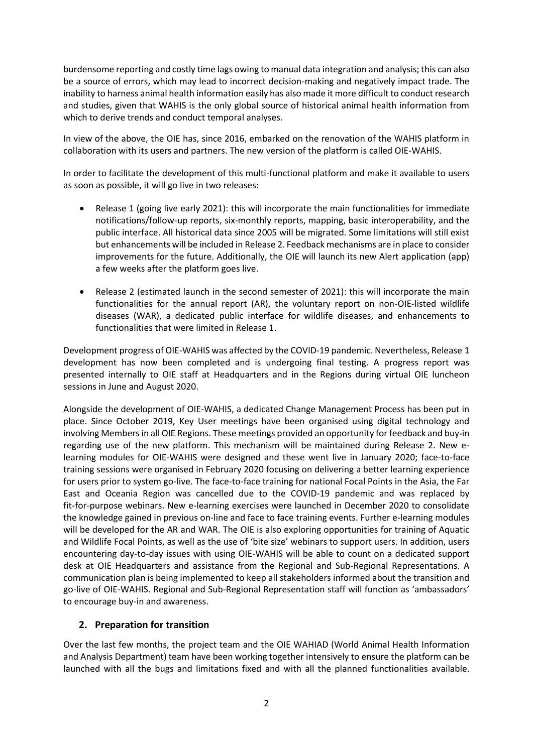burdensome reporting and costly time lags owing to manual data integration and analysis; this can also be a source of errors, which may lead to incorrect decision-making and negatively impact trade. The inability to harness animal health information easily has also made it more difficult to conduct research and studies, given that WAHIS is the only global source of historical animal health information from which to derive trends and conduct temporal analyses.

In view of the above, the OIE has, since 2016, embarked on the renovation of the WAHIS platform in collaboration with its users and partners. The new version of the platform is called OIE-WAHIS.

In order to facilitate the development of this multi-functional platform and make it available to users as soon as possible, it will go live in two releases:

- Release 1 (going live early 2021): this will incorporate the main functionalities for immediate notifications/follow-up reports, six-monthly reports, mapping, basic interoperability, and the public interface. All historical data since 2005 will be migrated. Some limitations will still exist but enhancements will be included in Release 2. Feedback mechanisms are in place to consider improvements for the future. Additionally, the OIE will launch its new Alert application (app) a few weeks after the platform goes live.
- Release 2 (estimated launch in the second semester of 2021): this will incorporate the main functionalities for the annual report (AR), the voluntary report on non-OIE-listed wildlife diseases (WAR), a dedicated public interface for wildlife diseases, and enhancements to functionalities that were limited in Release 1.

Development progress of OIE-WAHIS was affected by the COVID-19 pandemic. Nevertheless, Release 1 development has now been completed and is undergoing final testing. A progress report was presented internally to OIE staff at Headquarters and in the Regions during virtual OIE luncheon sessions in June and August 2020.

Alongside the development of OIE-WAHIS, a dedicated Change Management Process has been put in place. Since October 2019, Key User meetings have been organised using digital technology and involving Members in all OIE Regions. These meetings provided an opportunity for feedback and buy-in regarding use of the new platform. This mechanism will be maintained during Release 2. New e-learning modules for OIE-WAHIS were designed and these went live in January 2020; face-to-face training sessions were organised in February 2020 focusing on delivering a better learning experience for users prior to system go-live. The face-to-face training for national Focal Points in the Asia, the Far East and Oceania Region was cancelled due to the COVID-19 pandemic and was replaced by fit-for-purpose webinars. New e-learning exercises were launched in December 2020 to consolidate the knowledge gained in previous on-line and face to face training events. Further e-learning modules will be developed for the AR and WAR. The OIE is also exploring opportunities for training of Aquatic and Wildlife Focal Points, as well as the use of 'bite size' webinars to support users. In addition, users encountering day-to-day issues with using OIE-WAHIS will be able to count on a dedicated support desk at OIE Headquarters and assistance from the Regional and Sub-Regional Representations. A communication plan is being implemented to keep all stakeholders informed about the transition and go-live of OIE-WAHIS. Regional and Sub-Regional Representation staff will function as 'ambassadors' to encourage buy-in and awareness.

## 2. Preparation for transition

Over the last few months, the project team and the OIE WAHIAD (World Animal Health Information and Analysis Department) team have been working together intensively to ensure the platform can be launched with all the bugs and limitations fixed and with all the planned functionalities available.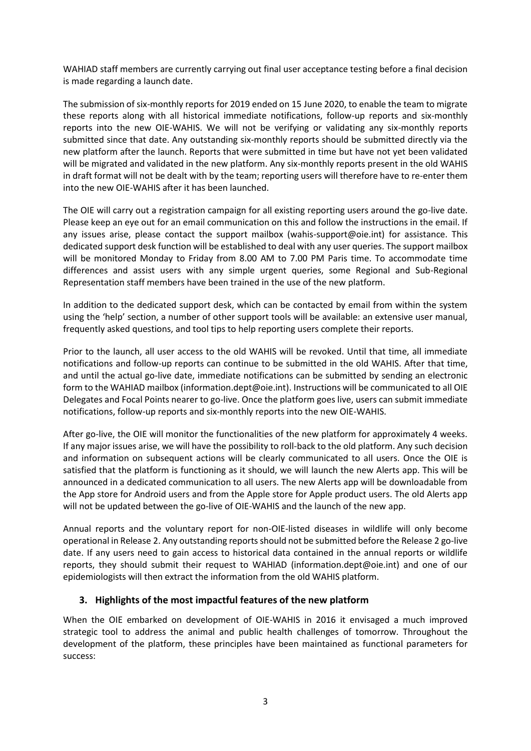WAHIAD staff members are currently carrying out final user acceptance testing before a final decision is made regarding a launch date.

The submission of six-monthly reports for 2019 ended on 15 June 2020, to enable the team to migrate these reports along with all historical immediate notifications, follow-up reports and six-monthly reports into the new OIE-WAHIS. We will not be verifying or validating any six-monthly reports submitted since that date. Any outstanding six-monthly reports should be submitted directly via the new platform after the launch. Reports that were submitted in time but have not yet been validated will be migrated and validated in the new platform. Any six-monthly reports present in the old WAHIS in draft format will not be dealt with by the team; reporting users will therefore have to re-enter them into the new OIE-WAHIS after it has been launched.

The OIE will carry out a registration campaign for all existing reporting users around the go-live date. Please keep an eye out for an email communication on this and follow the instructions in the email. If any issues arise, please contact the support mailbox (wahis-support@oie.int) for assistance. This dedicated support desk function will be established to deal with any user queries. The support mailbox will be monitored Monday to Friday from 8.00 AM to 7.00 PM Paris time. To accommodate time differences and assist users with any simple urgent queries, some Regional and Sub-Regional Representation staff members have been trained in the use of the new platform.

In addition to the dedicated support desk, which can be contacted by email from within the system using the 'help' section, a number of other support tools will be available: an extensive user manual, frequently asked questions, and tool tips to help reporting users complete their reports.

Prior to the launch, all user access to the old WAHIS will be revoked. Until that time, all immediate notifications and follow-up reports can continue to be submitted in the old WAHIS. After that time, and until the actual go-live date, immediate notifications can be submitted by sending an electronic form to the WAHIAD mailbox (information.dept@oie.int). Instructions will be communicated to all OIE Delegates and Focal Points nearer to go-live. Once the platform goes live, users can submit immediate notifications, follow-up reports and six-monthly reports into the new OIE-WAHIS.

After go-live, the OIE will monitor the functionalities of the new platform for approximately 4 weeks. If any major issues arise, we will have the possibility to roll-back to the old platform. Any such decision and information on subsequent actions will be clearly communicated to all users. Once the OIE is satisfied that the platform is functioning as it should, we will launch the new Alerts app. This will be announced in a dedicated communication to all users. The new Alerts app will be downloadable from the App store for Android users and from the Apple store for Apple product users. The old Alerts app will not be updated between the go-live of OIE-WAHIS and the launch of the new app.

Annual reports and the voluntary report for non-OIE-listed diseases in wildlife will only become operational in Release 2. Any outstanding reports should not be submitted before the Release 2 go-live date. If any users need to gain access to historical data contained in the annual reports or wildlife reports, they should submit their request to WAHIAD (information.dept@oie.int) and one of our epidemiologists will then extract the information from the old WAHIS platform.

## 3. Highlights of the most impactful features of the new platform

When the OIE embarked on development of OIE-WAHIS in 2016 it envisaged a much improved strategic tool to address the animal and public health challenges of tomorrow. Throughout the development of the platform, these principles have been maintained as functional parameters for success: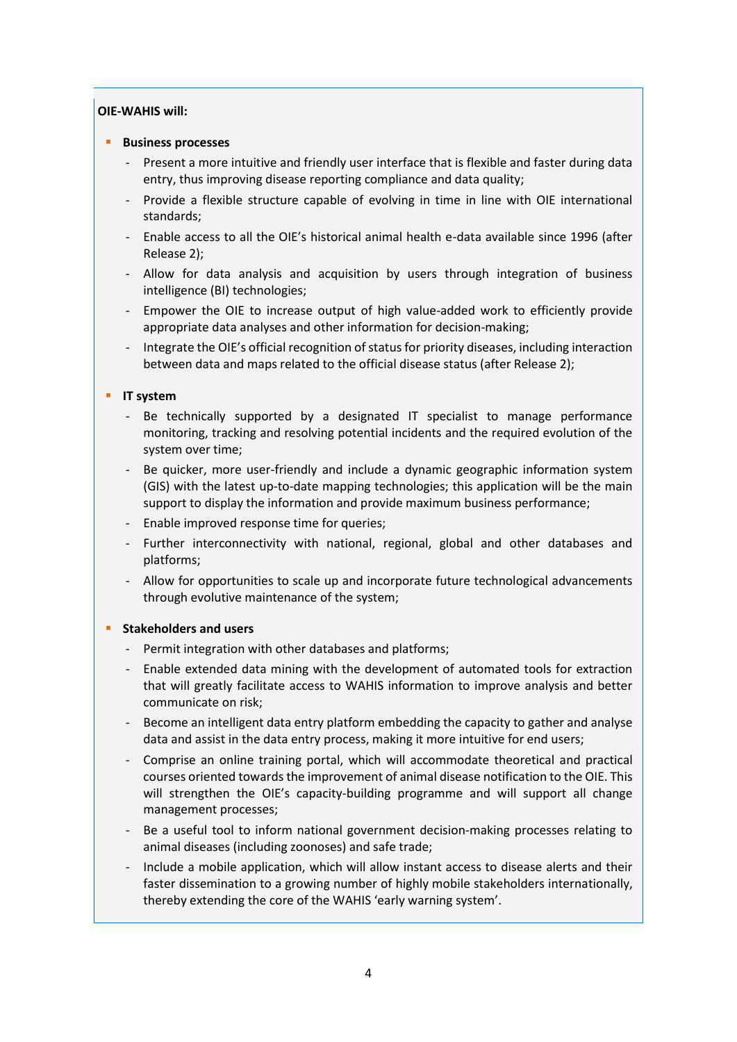**OIE-WAHIS will:**

- **Business processes**
  - Present a more intuitive and friendly user interface that is flexible and faster during data entry, thus improving disease reporting compliance and data quality;
  - Provide a flexible structure capable of evolving in time in line with OIE international standards;
  - Enable access to all the OIE's historical animal health e-data available since 1996 (after Release 2);
  - Allow for data analysis and acquisition by users through integration of business intelligence (BI) technologies;
  - Empower the OIE to increase output of high value-added work to efficiently provide appropriate data analyses and other information for decision-making;
  - Integrate the OIE's official recognition of status for priority diseases, including interaction between data and maps related to the official disease status (after Release 2);

- **IT system**
  - Be technically supported by a designated IT specialist to manage performance monitoring, tracking and resolving potential incidents and the required evolution of the system over time;
  - Be quicker, more user-friendly and include a dynamic geographic information system (GIS) with the latest up-to-date mapping technologies; this application will be the main support to display the information and provide maximum business performance;
  - Enable improved response time for queries;
  - Further interconnectivity with national, regional, global and other databases and platforms;
  - Allow for opportunities to scale up and incorporate future technological advancements through evolutive maintenance of the system;

- **Stakeholders and users**
  - Permit integration with other databases and platforms;
  - Enable extended data mining with the development of automated tools for extraction that will greatly facilitate access to WAHIS information to improve analysis and better communicate on risk;
  - Become an intelligent data entry platform embedding the capacity to gather and analyse data and assist in the data entry process, making it more intuitive for end users;
  - Comprise an online training portal, which will accommodate theoretical and practical courses oriented towards the improvement of animal disease notification to the OIE. This will strengthen the OIE's capacity-building programme and will support all change management processes;
  - Be a useful tool to inform national government decision-making processes relating to animal diseases (including zoonoses) and safe trade;
  - Include a mobile application, which will allow instant access to disease alerts and their faster dissemination to a growing number of highly mobile stakeholders internationally, thereby extending the core of the WAHIS 'early warning system'.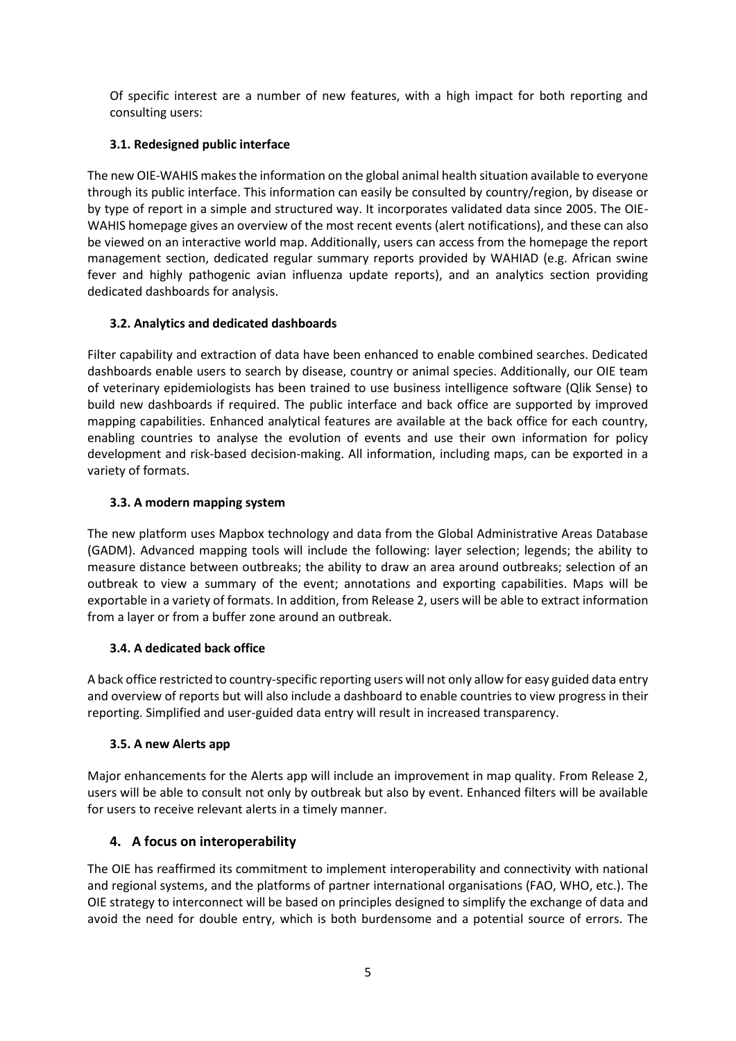Of specific interest are a number of new features, with a high impact for both reporting and consulting users:

### 3.1. Redesigned public interface

The new OIE-WAHIS makes the information on the global animal health situation available to everyone through its public interface. This information can easily be consulted by country/region, by disease or by type of report in a simple and structured way. It incorporates validated data since 2005. The OIE-WAHIS homepage gives an overview of the most recent events (alert notifications), and these can also be viewed on an interactive world map. Additionally, users can access from the homepage the report management section, dedicated regular summary reports provided by WAHIAD (e.g. African swine fever and highly pathogenic avian influenza update reports), and an analytics section providing dedicated dashboards for analysis.

### 3.2. Analytics and dedicated dashboards

Filter capability and extraction of data have been enhanced to enable combined searches. Dedicated dashboards enable users to search by disease, country or animal species. Additionally, our OIE team of veterinary epidemiologists has been trained to use business intelligence software (Qlik Sense) to build new dashboards if required. The public interface and back office are supported by improved mapping capabilities. Enhanced analytical features are available at the back office for each country, enabling countries to analyse the evolution of events and use their own information for policy development and risk-based decision-making. All information, including maps, can be exported in a variety of formats.

### 3.3. A modern mapping system

The new platform uses Mapbox technology and data from the Global Administrative Areas Database (GADM). Advanced mapping tools will include the following: layer selection; legends; the ability to measure distance between outbreaks; the ability to draw an area around outbreaks; selection of an outbreak to view a summary of the event; annotations and exporting capabilities. Maps will be exportable in a variety of formats. In addition, from Release 2, users will be able to extract information from a layer or from a buffer zone around an outbreak.

### 3.4. A dedicated back office

A back office restricted to country-specific reporting users will not only allow for easy guided data entry and overview of reports but will also include a dashboard to enable countries to view progress in their reporting. Simplified and user-guided data entry will result in increased transparency.

### 3.5. A new Alerts app

Major enhancements for the Alerts app will include an improvement in map quality. From Release 2, users will be able to consult not only by outbreak but also by event. Enhanced filters will be available for users to receive relevant alerts in a timely manner.

## 4. A focus on interoperability

The OIE has reaffirmed its commitment to implement interoperability and connectivity with national and regional systems, and the platforms of partner international organisations (FAO, WHO, etc.). The OIE strategy to interconnect will be based on principles designed to simplify the exchange of data and avoid the need for double entry, which is both burdensome and a potential source of errors. The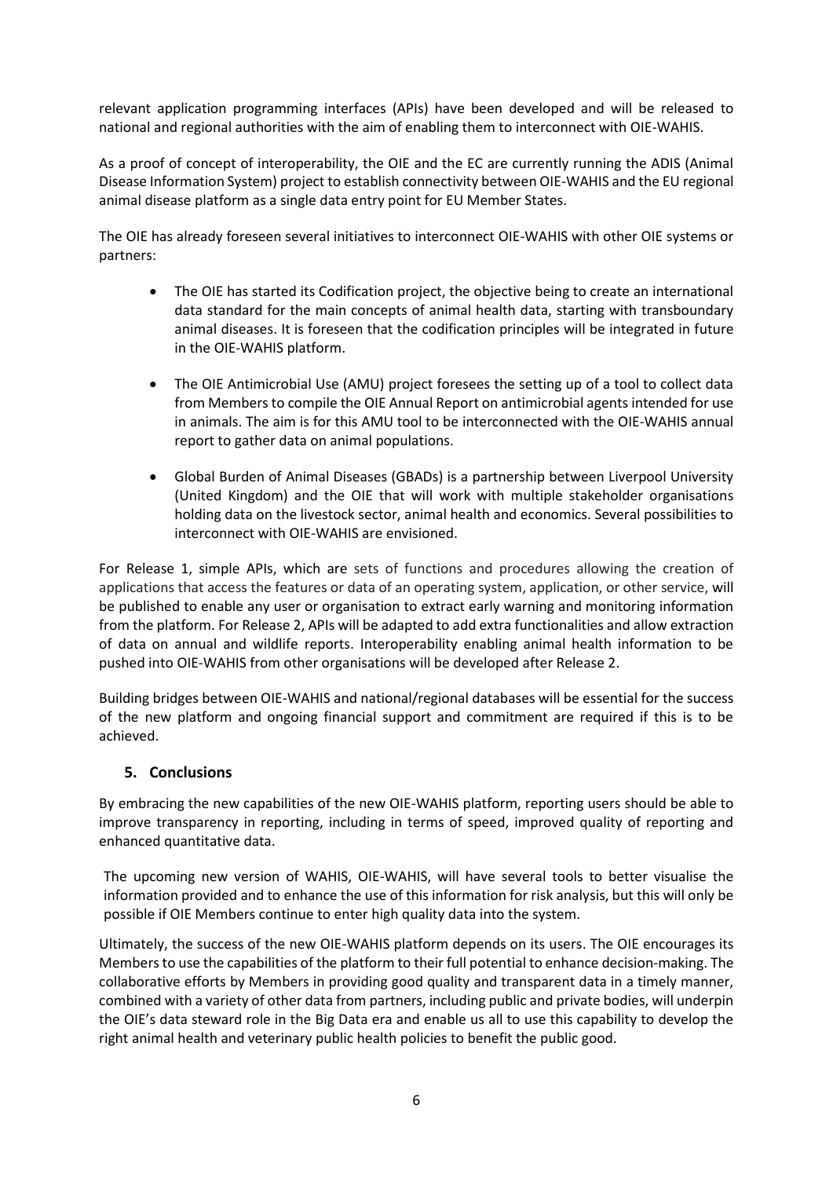relevant application programming interfaces (APIs) have been developed and will be released to national and regional authorities with the aim of enabling them to interconnect with OIE-WAHIS.

As a proof of concept of interoperability, the OIE and the EC are currently running the ADIS (Animal Disease Information System) project to establish connectivity between OIE-WAHIS and the EU regional animal disease platform as a single data entry point for EU Member States.

The OIE has already foreseen several initiatives to interconnect OIE-WAHIS with other OIE systems or partners:

- The OIE has started its Codification project, the objective being to create an international data standard for the main concepts of animal health data, starting with transboundary animal diseases. It is foreseen that the codification principles will be integrated in future in the OIE-WAHIS platform.

- The OIE Antimicrobial Use (AMU) project foresees the setting up of a tool to collect data from Members to compile the OIE Annual Report on antimicrobial agents intended for use in animals. The aim is for this AMU tool to be interconnected with the OIE-WAHIS annual report to gather data on animal populations.

- Global Burden of Animal Diseases (GBADs) is a partnership between Liverpool University (United Kingdom) and the OIE that will work with multiple stakeholder organisations holding data on the livestock sector, animal health and economics. Several possibilities to interconnect with OIE-WAHIS are envisioned.

For Release 1, simple APIs, which are sets of functions and procedures allowing the creation of applications that access the features or data of an operating system, application, or other service, will be published to enable any user or organisation to extract early warning and monitoring information from the platform. For Release 2, APIs will be adapted to add extra functionalities and allow extraction of data on annual and wildlife reports. Interoperability enabling animal health information to be pushed into OIE-WAHIS from other organisations will be developed after Release 2.

Building bridges between OIE-WAHIS and national/regional databases will be essential for the success of the new platform and ongoing financial support and commitment are required if this is to be achieved.

## 5. Conclusions

By embracing the new capabilities of the new OIE-WAHIS platform, reporting users should be able to improve transparency in reporting, including in terms of speed, improved quality of reporting and enhanced quantitative data.

The upcoming new version of WAHIS, OIE-WAHIS, will have several tools to better visualise the information provided and to enhance the use of this information for risk analysis, but this will only be possible if OIE Members continue to enter high quality data into the system.

Ultimately, the success of the new OIE-WAHIS platform depends on its users. The OIE encourages its Members to use the capabilities of the platform to their full potential to enhance decision-making. The collaborative efforts by Members in providing good quality and transparent data in a timely manner, combined with a variety of other data from partners, including public and private bodies, will underpin the OIE's data steward role in the Big Data era and enable us all to use this capability to develop the right animal health and veterinary public health policies to benefit the public good.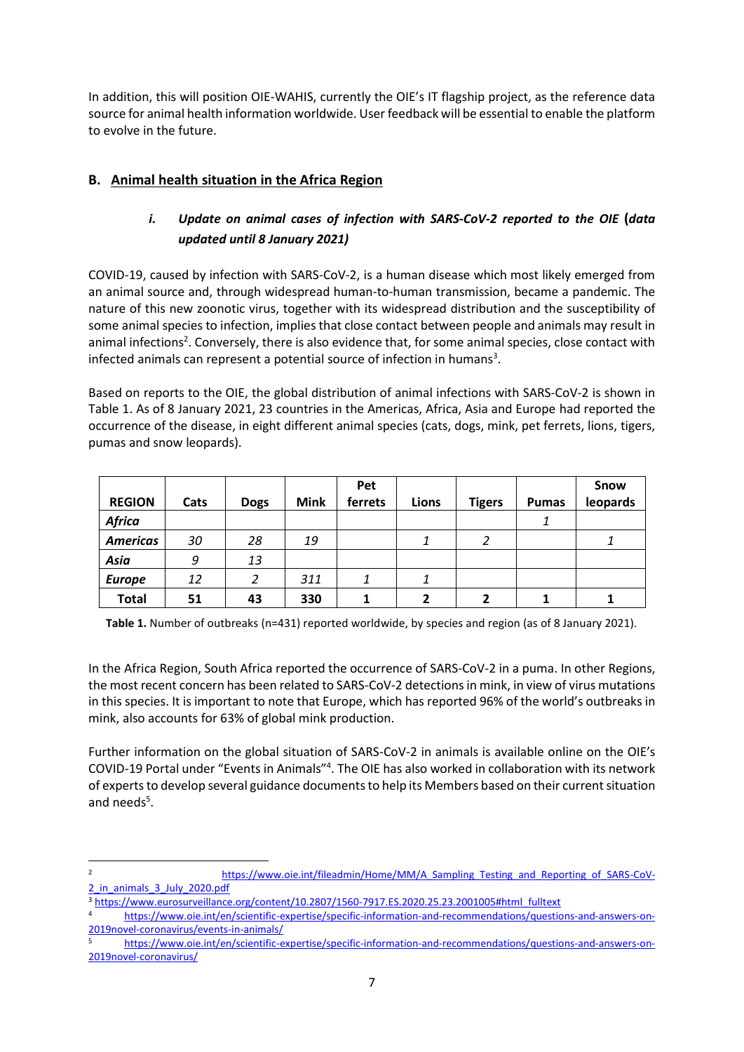In addition, this will position OIE-WAHIS, currently the OIE's IT flagship project, as the reference data source for animal health information worldwide. User feedback will be essential to enable the platform to evolve in the future.

## B. Animal health situation in the Africa Region

### *i. Update on animal cases of infection with SARS-CoV-2 reported to the OIE (data updated until 8 January 2021)*

COVID-19, caused by infection with SARS-CoV-2, is a human disease which most likely emerged from an animal source and, through widespread human-to-human transmission, became a pandemic. The nature of this new zoonotic virus, together with its widespread distribution and the susceptibility of some animal species to infection, implies that close contact between people and animals may result in animal infections[2]. Conversely, there is also evidence that, for some animal species, close contact with infected animals can represent a potential source of infection in humans[3].

Based on reports to the OIE, the global distribution of animal infections with SARS-CoV-2 is shown in Table 1. As of 8 January 2021, 23 countries in the Americas, Africa, Asia and Europe had reported the occurrence of the disease, in eight different animal species (cats, dogs, mink, pet ferrets, lions, tigers, pumas and snow leopards).

| REGION | Cats | Dogs | Mink | Pet ferrets | Lions | Tigers | Pumas | Snow leopards |
|---|---|---|---|---|---|---|---|---|
| *Africa* | | | | | | | *1* | |
| *Americas* | *30* | *28* | *19* | | *1* | *2* | | *1* |
| *Asia* | *9* | *13* | | | | | | |
| *Europe* | *12* | *2* | *311* | *1* | *1* | | | |
| **Total** | **51** | **43** | **330** | **1** | **2** | **2** | **1** | **1** |

**Table 1.** Number of outbreaks (n=431) reported worldwide, by species and region (as of 8 January 2021).

In the Africa Region, South Africa reported the occurrence of SARS-CoV-2 in a puma. In other Regions, the most recent concern has been related to SARS-CoV-2 detections in mink, in view of virus mutations in this species. It is important to note that Europe, which has reported 96% of the world's outbreaks in mink, also accounts for 63% of global mink production.

Further information on the global situation of SARS-CoV-2 in animals is available online on the OIE's COVID-19 Portal under "Events in Animals"[4]. The OIE has also worked in collaboration with its network of experts to develop several guidance documents to help its Members based on their current situation and needs[5].

---

[2] https://www.oie.int/fileadmin/Home/MM/A_Sampling_Testing_and_Reporting_of_SARS-CoV-2_in_animals_3_July_2020.pdf

[3] https://www.eurosurveillance.org/content/10.2807/1560-7917.ES.2020.25.23.2001005#html_fulltext

[4] https://www.oie.int/en/scientific-expertise/specific-information-and-recommendations/questions-and-answers-on-2019novel-coronavirus/events-in-animals/

[5] https://www.oie.int/en/scientific-expertise/specific-information-and-recommendations/questions-and-answers-on-2019novel-coronavirus/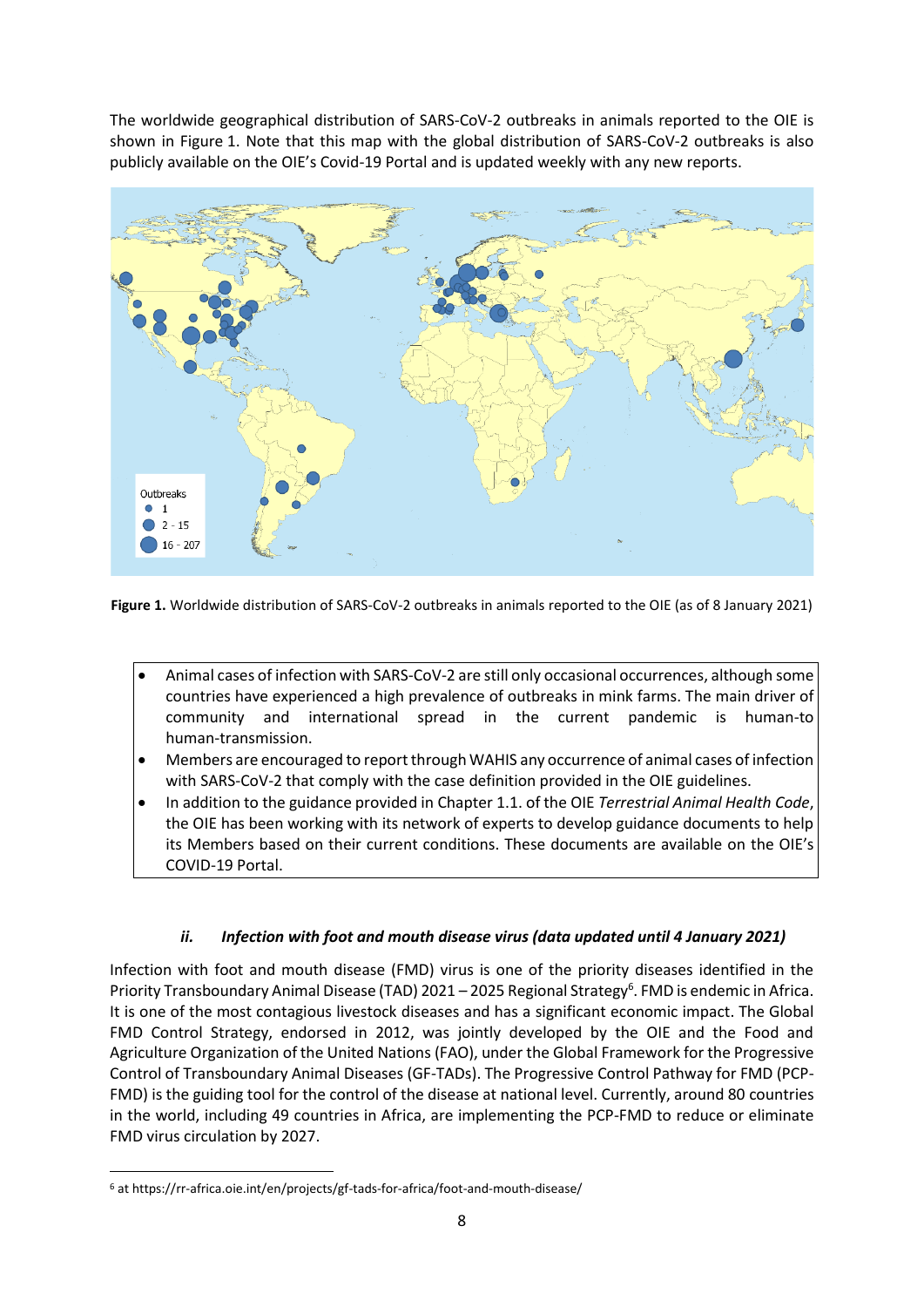The worldwide geographical distribution of SARS-CoV-2 outbreaks in animals reported to the OIE is shown in Figure 1. Note that this map with the global distribution of SARS-CoV-2 outbreaks is also publicly available on the OIE's Covid-19 Portal and is updated weekly with any new reports.

**Figure 1.** Worldwide distribution of SARS-CoV-2 outbreaks in animals reported to the OIE (as of 8 January 2021)

- Animal cases of infection with SARS-CoV-2 are still only occasional occurrences, although some countries have experienced a high prevalence of outbreaks in mink farms. The main driver of community and international spread in the current pandemic is human-to human-transmission.
- Members are encouraged to report through WAHIS any occurrence of animal cases of infection with SARS-CoV-2 that comply with the case definition provided in the OIE guidelines.
- In addition to the guidance provided in Chapter 1.1. of the OIE *Terrestrial Animal Health Code*, the OIE has been working with its network of experts to develop guidance documents to help its Members based on their current conditions. These documents are available on the OIE's COVID-19 Portal.

### *ii. Infection with foot and mouth disease virus (data updated until 4 January 2021)*

Infection with foot and mouth disease (FMD) virus is one of the priority diseases identified in the Priority Transboundary Animal Disease (TAD) 2021 – 2025 Regional Strategy[6]. FMD is endemic in Africa. It is one of the most contagious livestock diseases and has a significant economic impact. The Global FMD Control Strategy, endorsed in 2012, was jointly developed by the OIE and the Food and Agriculture Organization of the United Nations (FAO), under the Global Framework for the Progressive Control of Transboundary Animal Diseases (GF-TADs). The Progressive Control Pathway for FMD (PCP-FMD) is the guiding tool for the control of the disease at national level. Currently, around 80 countries in the world, including 49 countries in Africa, are implementing the PCP-FMD to reduce or eliminate FMD virus circulation by 2027.

[6] at https://rr-africa.oie.int/en/projects/gf-tads-for-africa/foot-and-mouth-disease/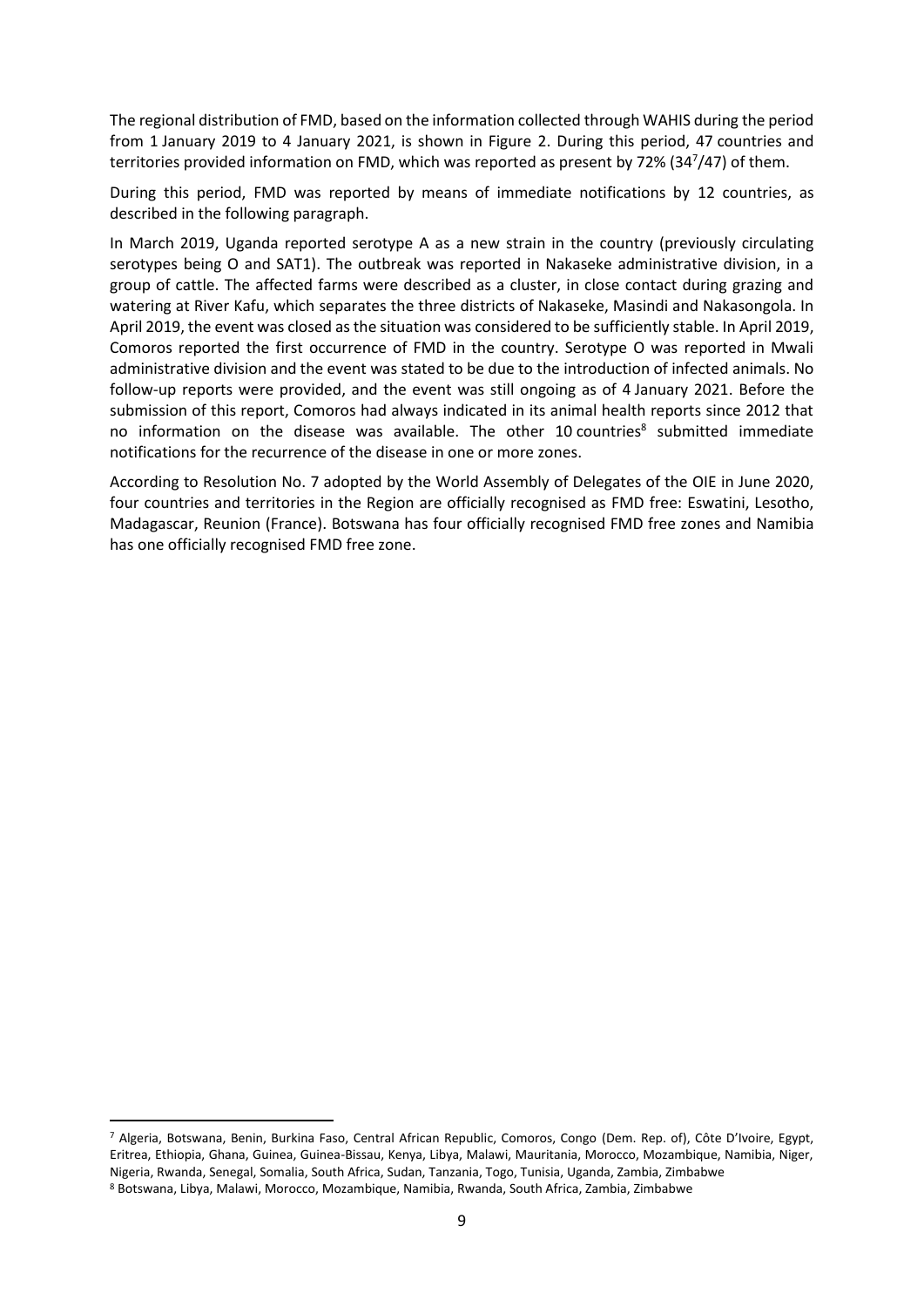The regional distribution of FMD, based on the information collected through WAHIS during the period from 1 January 2019 to 4 January 2021, is shown in Figure 2. During this period, 47 countries and territories provided information on FMD, which was reported as present by 72% (34[7]/47) of them.

During this period, FMD was reported by means of immediate notifications by 12 countries, as described in the following paragraph.

In March 2019, Uganda reported serotype A as a new strain in the country (previously circulating serotypes being O and SAT1). The outbreak was reported in Nakaseke administrative division, in a group of cattle. The affected farms were described as a cluster, in close contact during grazing and watering at River Kafu, which separates the three districts of Nakaseke, Masindi and Nakasongola. In April 2019, the event was closed as the situation was considered to be sufficiently stable. In April 2019, Comoros reported the first occurrence of FMD in the country. Serotype O was reported in Mwali administrative division and the event was stated to be due to the introduction of infected animals. No follow-up reports were provided, and the event was still ongoing as of 4 January 2021. Before the submission of this report, Comoros had always indicated in its animal health reports since 2012 that no information on the disease was available. The other 10 countries[8] submitted immediate notifications for the recurrence of the disease in one or more zones.

According to Resolution No. 7 adopted by the World Assembly of Delegates of the OIE in June 2020, four countries and territories in the Region are officially recognised as FMD free: Eswatini, Lesotho, Madagascar, Reunion (France). Botswana has four officially recognised FMD free zones and Namibia has one officially recognised FMD free zone.

---

[7] Algeria, Botswana, Benin, Burkina Faso, Central African Republic, Comoros, Congo (Dem. Rep. of), Côte D'Ivoire, Egypt, Eritrea, Ethiopia, Ghana, Guinea, Guinea-Bissau, Kenya, Libya, Malawi, Mauritania, Morocco, Mozambique, Namibia, Niger, Nigeria, Rwanda, Senegal, Somalia, South Africa, Sudan, Tanzania, Togo, Tunisia, Uganda, Zambia, Zimbabwe

[8] Botswana, Libya, Malawi, Morocco, Mozambique, Namibia, Rwanda, South Africa, Zambia, Zimbabwe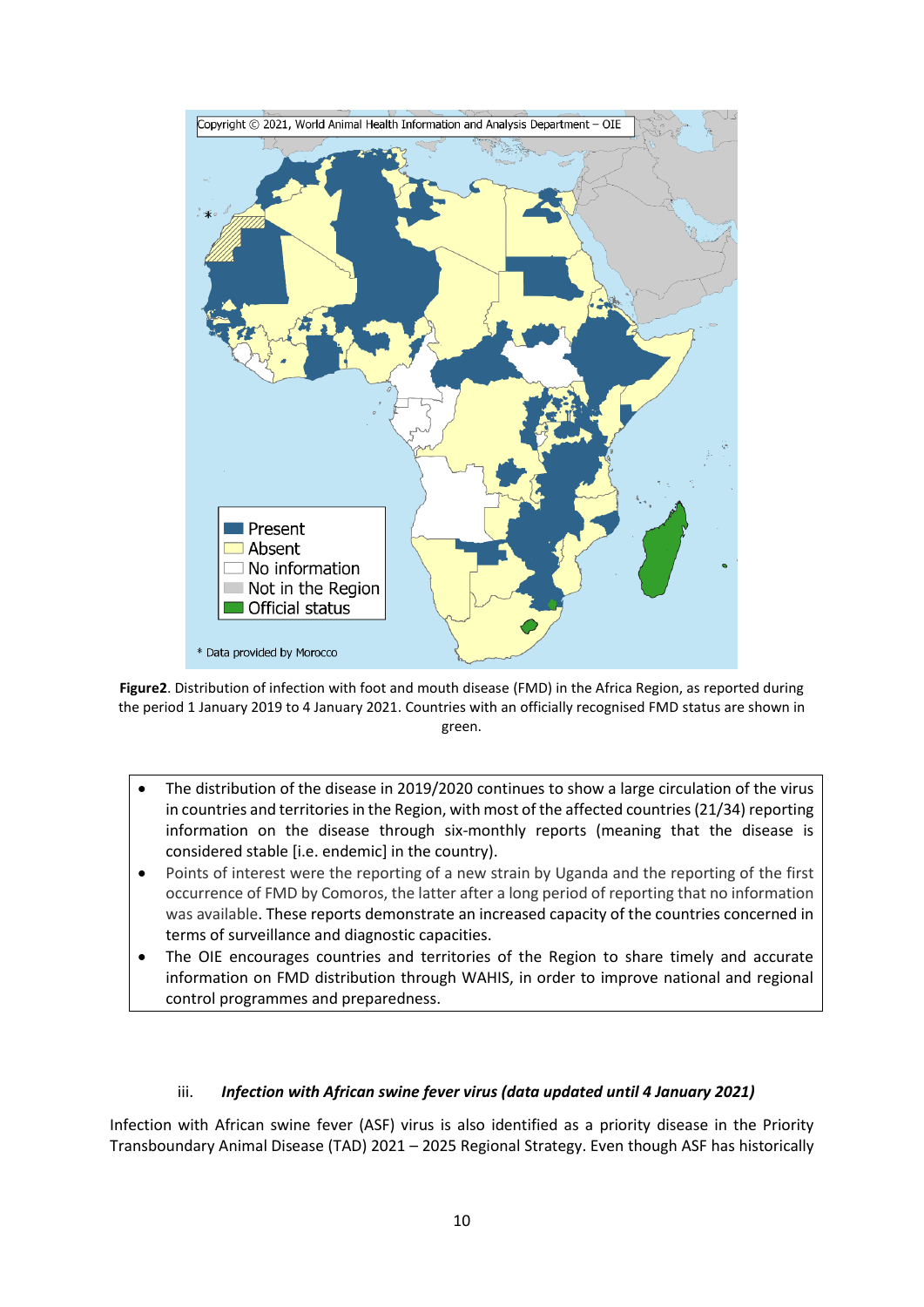**Figure2**. Distribution of infection with foot and mouth disease (FMD) in the Africa Region, as reported during the period 1 January 2019 to 4 January 2021. Countries with an officially recognised FMD status are shown in green.

- The distribution of the disease in 2019/2020 continues to show a large circulation of the virus in countries and territories in the Region, with most of the affected countries (21/34) reporting information on the disease through six-monthly reports (meaning that the disease is considered stable [i.e. endemic] in the country).
- Points of interest were the reporting of a new strain by Uganda and the reporting of the first occurrence of FMD by Comoros, the latter after a long period of reporting that no information was available. These reports demonstrate an increased capacity of the countries concerned in terms of surveillance and diagnostic capacities.
- The OIE encourages countries and territories of the Region to share timely and accurate information on FMD distribution through WAHIS, in order to improve national and regional control programmes and preparedness.

### iii. *Infection with African swine fever virus (data updated until 4 January 2021)*

Infection with African swine fever (ASF) virus is also identified as a priority disease in the Priority Transboundary Animal Disease (TAD) 2021 – 2025 Regional Strategy. Even though ASF has historically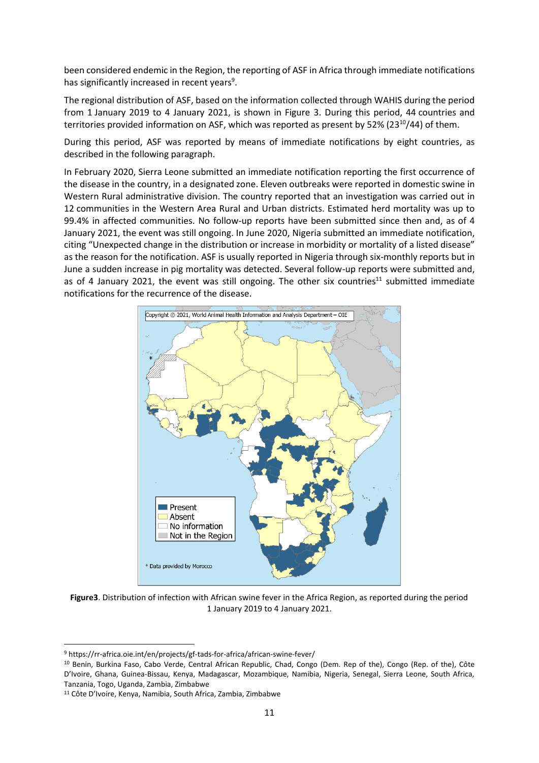been considered endemic in the Region, the reporting of ASF in Africa through immediate notifications has significantly increased in recent years[9].

The regional distribution of ASF, based on the information collected through WAHIS during the period from 1 January 2019 to 4 January 2021, is shown in Figure 3. During this period, 44 countries and territories provided information on ASF, which was reported as present by 52% (23[10]/44) of them.

During this period, ASF was reported by means of immediate notifications by eight countries, as described in the following paragraph.

In February 2020, Sierra Leone submitted an immediate notification reporting the first occurrence of the disease in the country, in a designated zone. Eleven outbreaks were reported in domestic swine in Western Rural administrative division. The country reported that an investigation was carried out in 12 communities in the Western Area Rural and Urban districts. Estimated herd mortality was up to 99.4% in affected communities. No follow-up reports have been submitted since then and, as of 4 January 2021, the event was still ongoing. In June 2020, Nigeria submitted an immediate notification, citing "Unexpected change in the distribution or increase in morbidity or mortality of a listed disease" as the reason for the notification. ASF is usually reported in Nigeria through six-monthly reports but in June a sudden increase in pig mortality was detected. Several follow-up reports were submitted and, as of 4 January 2021, the event was still ongoing. The other six countries[11] submitted immediate notifications for the recurrence of the disease.

**Figure3**. Distribution of infection with African swine fever in the Africa Region, as reported during the period 1 January 2019 to 4 January 2021.

[9] https://rr-africa.oie.int/en/projects/gf-tads-for-africa/african-swine-fever/

[10] Benin, Burkina Faso, Cabo Verde, Central African Republic, Chad, Congo (Dem. Rep of the), Congo (Rep. of the), Côte D'Ivoire, Ghana, Guinea-Bissau, Kenya, Madagascar, Mozambique, Namibia, Nigeria, Senegal, Sierra Leone, South Africa, Tanzania, Togo, Uganda, Zambia, Zimbabwe

[11] Côte D'Ivoire, Kenya, Namibia, South Africa, Zambia, Zimbabwe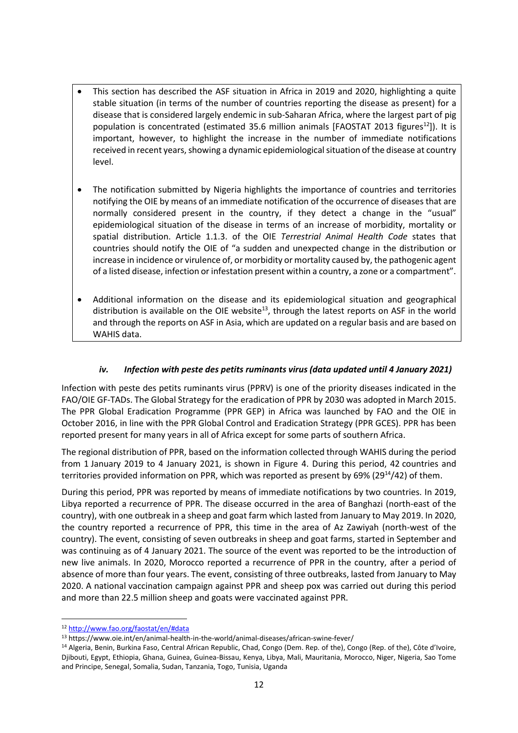- This section has described the ASF situation in Africa in 2019 and 2020, highlighting a quite stable situation (in terms of the number of countries reporting the disease as present) for a disease that is considered largely endemic in sub-Saharan Africa, where the largest part of pig population is concentrated (estimated 35.6 million animals [FAOSTAT 2013 figures[12]]). It is important, however, to highlight the increase in the number of immediate notifications received in recent years, showing a dynamic epidemiological situation of the disease at country level.

- The notification submitted by Nigeria highlights the importance of countries and territories notifying the OIE by means of an immediate notification of the occurrence of diseases that are normally considered present in the country, if they detect a change in the "usual" epidemiological situation of the disease in terms of an increase of morbidity, mortality or spatial distribution. Article 1.1.3. of the OIE *Terrestrial Animal Health Code* states that countries should notify the OIE of "a sudden and unexpected change in the distribution or increase in incidence or virulence of, or morbidity or mortality caused by, the pathogenic agent of a listed disease, infection or infestation present within a country, a zone or a compartment".

- Additional information on the disease and its epidemiological situation and geographical distribution is available on the OIE website[13], through the latest reports on ASF in the world and through the reports on ASF in Asia, which are updated on a regular basis and are based on WAHIS data.

#### iv. *Infection with peste des petits ruminants virus (data updated until 4 January 2021)*

Infection with peste des petits ruminants virus (PPRV) is one of the priority diseases indicated in the FAO/OIE GF-TADs. The Global Strategy for the eradication of PPR by 2030 was adopted in March 2015. The PPR Global Eradication Programme (PPR GEP) in Africa was launched by FAO and the OIE in October 2016, in line with the PPR Global Control and Eradication Strategy (PPR GCES). PPR has been reported present for many years in all of Africa except for some parts of southern Africa.

The regional distribution of PPR, based on the information collected through WAHIS during the period from 1 January 2019 to 4 January 2021, is shown in Figure 4. During this period, 42 countries and territories provided information on PPR, which was reported as present by 69% (29[14]/42) of them.

During this period, PPR was reported by means of immediate notifications by two countries. In 2019, Libya reported a recurrence of PPR. The disease occurred in the area of Banghazi (north-east of the country), with one outbreak in a sheep and goat farm which lasted from January to May 2019. In 2020, the country reported a recurrence of PPR, this time in the area of Az Zawiyah (north-west of the country). The event, consisting of seven outbreaks in sheep and goat farms, started in September and was continuing as of 4 January 2021. The source of the event was reported to be the introduction of new live animals. In 2020, Morocco reported a recurrence of PPR in the country, after a period of absence of more than four years. The event, consisting of three outbreaks, lasted from January to May 2020. A national vaccination campaign against PPR and sheep pox was carried out during this period and more than 22.5 million sheep and goats were vaccinated against PPR.

---

[12] http://www.fao.org/faostat/en/#data

[13] https://www.oie.int/en/animal-health-in-the-world/animal-diseases/african-swine-fever/

[14] Algeria, Benin, Burkina Faso, Central African Republic, Chad, Congo (Dem. Rep. of the), Congo (Rep. of the), Côte d'Ivoire, Djibouti, Egypt, Ethiopia, Ghana, Guinea, Guinea-Bissau, Kenya, Libya, Mali, Mauritania, Morocco, Niger, Nigeria, Sao Tome and Principe, Senegal, Somalia, Sudan, Tanzania, Togo, Tunisia, Uganda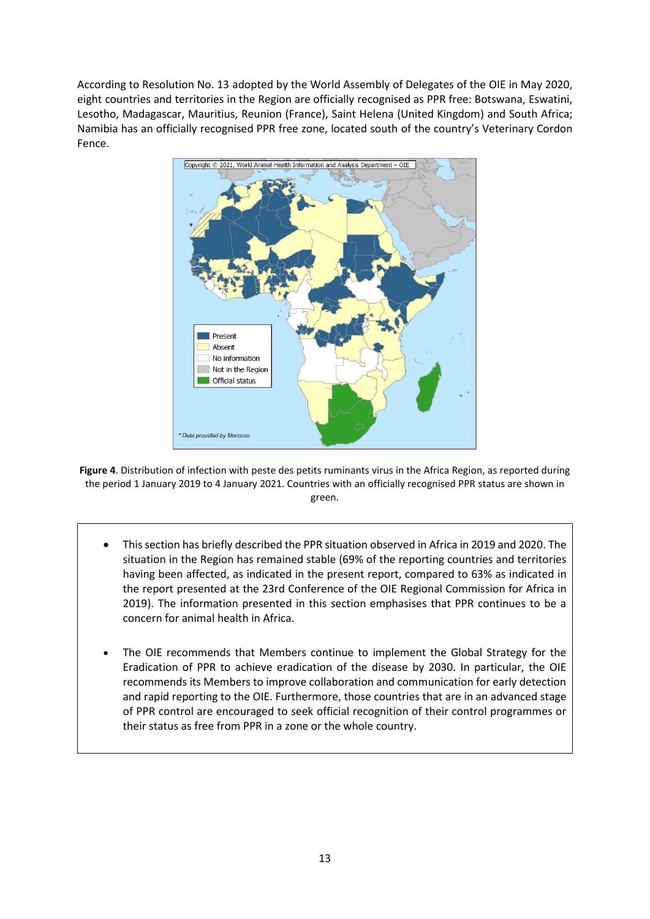According to Resolution No. 13 adopted by the World Assembly of Delegates of the OIE in May 2020, eight countries and territories in the Region are officially recognised as PPR free: Botswana, Eswatini, Lesotho, Madagascar, Mauritius, Reunion (France), Saint Helena (United Kingdom) and South Africa; Namibia has an officially recognised PPR free zone, located south of the country's Veterinary Cordon Fence.

Copyright © 2021, World Animal Health Information and Analysis Department – OIE

Present
Absent
No information
Not in the Region
Official status

\* Data provided by Morocco

**Figure 4**. Distribution of infection with peste des petits ruminants virus in the Africa Region, as reported during the period 1 January 2019 to 4 January 2021. Countries with an officially recognised PPR status are shown in green.

- This section has briefly described the PPR situation observed in Africa in 2019 and 2020. The situation in the Region has remained stable (69% of the reporting countries and territories having been affected, as indicated in the present report, compared to 63% as indicated in the report presented at the 23rd Conference of the OIE Regional Commission for Africa in 2019). The information presented in this section emphasises that PPR continues to be a concern for animal health in Africa.

- The OIE recommends that Members continue to implement the Global Strategy for the Eradication of PPR to achieve eradication of the disease by 2030. In particular, the OIE recommends its Members to improve collaboration and communication for early detection and rapid reporting to the OIE. Furthermore, those countries that are in an advanced stage of PPR control are encouraged to seek official recognition of their control programmes or their status as free from PPR in a zone or the whole country.